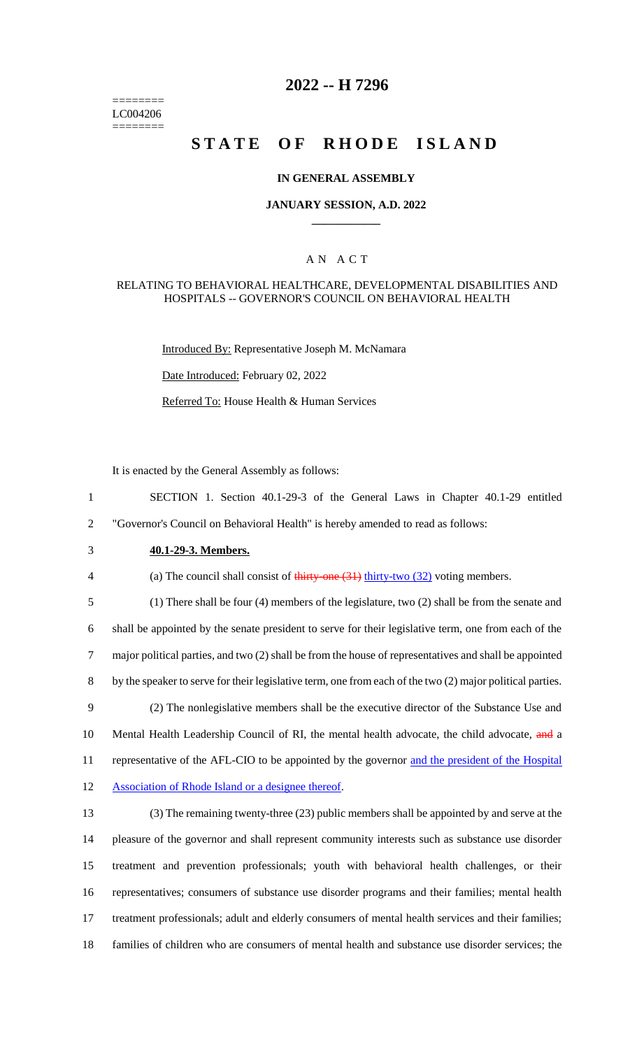========
LC004206
========

# 2022 -- H 7296

# STATE OF RHODE ISLAND

## IN GENERAL ASSEMBLY

### JANUARY SESSION, A.D. 2022

---

## A N A C T

### RELATING TO BEHAVIORAL HEALTHCARE, DEVELOPMENTAL DISABILITIES AND HOSPITALS -- GOVERNOR'S COUNCIL ON BEHAVIORAL HEALTH

Introduced By: Representative Joseph M. McNamara

Date Introduced: February 02, 2022

Referred To: House Health & Human Services

It is enacted by the General Assembly as follows:

1 SECTION 1. Section 40.1-29-3 of the General Laws in Chapter 40.1-29 entitled
2 "Governor's Council on Behavioral Health" is hereby amended to read as follows:

3 **40.1-29-3. Members.**

4 (a) The council shall consist of ~~thirty-one (31)~~ thirty-two (32) voting members.

5 (1) There shall be four (4) members of the legislature, two (2) shall be from the senate and
6 shall be appointed by the senate president to serve for their legislative term, one from each of the
7 major political parties, and two (2) shall be from the house of representatives and shall be appointed
8 by the speaker to serve for their legislative term, one from each of the two (2) major political parties.

9 (2) The nonlegislative members shall be the executive director of the Substance Use and
10 Mental Health Leadership Council of RI, the mental health advocate, the child advocate, ~~and~~ a
11 representative of the AFL-CIO to be appointed by the governor and the president of the Hospital
12 Association of Rhode Island or a designee thereof.

13 (3) The remaining twenty-three (23) public members shall be appointed by and serve at the
14 pleasure of the governor and shall represent community interests such as substance use disorder
15 treatment and prevention professionals; youth with behavioral health challenges, or their
16 representatives; consumers of substance use disorder programs and their families; mental health
17 treatment professionals; adult and elderly consumers of mental health services and their families;
18 families of children who are consumers of mental health and substance use disorder services; the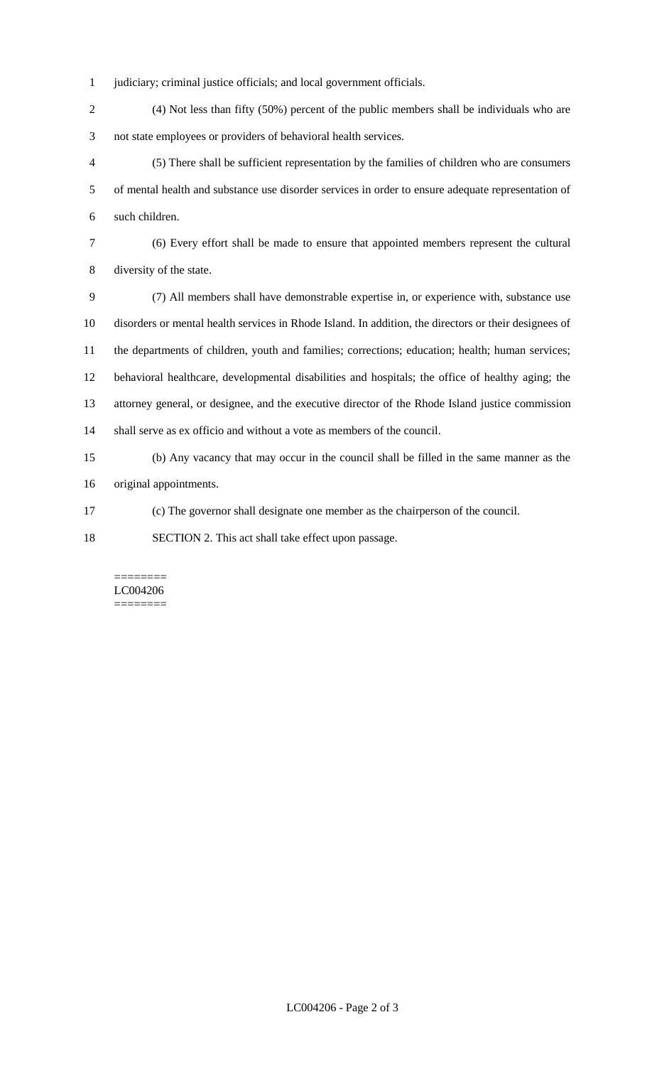judiciary; criminal justice officials; and local government officials.

(4) Not less than fifty (50%) percent of the public members shall be individuals who are not state employees or providers of behavioral health services.

(5) There shall be sufficient representation by the families of children who are consumers of mental health and substance use disorder services in order to ensure adequate representation of such children.

(6) Every effort shall be made to ensure that appointed members represent the cultural diversity of the state.

(7) All members shall have demonstrable expertise in, or experience with, substance use disorders or mental health services in Rhode Island. In addition, the directors or their designees of the departments of children, youth and families; corrections; education; health; human services; behavioral healthcare, developmental disabilities and hospitals; the office of healthy aging; the attorney general, or designee, and the executive director of the Rhode Island justice commission shall serve as ex officio and without a vote as members of the council.

(b) Any vacancy that may occur in the council shall be filled in the same manner as the original appointments.

(c) The governor shall designate one member as the chairperson of the council.

SECTION 2. This act shall take effect upon passage.

========
LC004206
========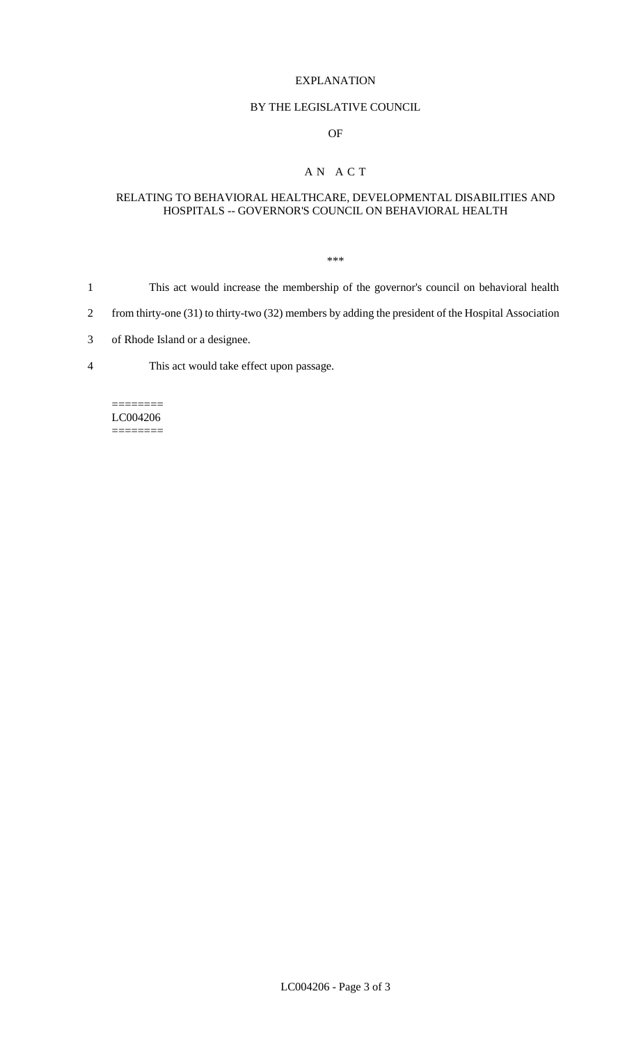EXPLANATION

BY THE LEGISLATIVE COUNCIL

OF

# A N A C T

## RELATING TO BEHAVIORAL HEALTHCARE, DEVELOPMENTAL DISABILITIES AND HOSPITALS -- GOVERNOR'S COUNCIL ON BEHAVIORAL HEALTH

\*\*\*

1 This act would increase the membership of the governor's council on behavioral health
2 from thirty-one (31) to thirty-two (32) members by adding the president of the Hospital Association
3 of Rhode Island or a designee.
4 This act would take effect upon passage.

========
LC004206
========